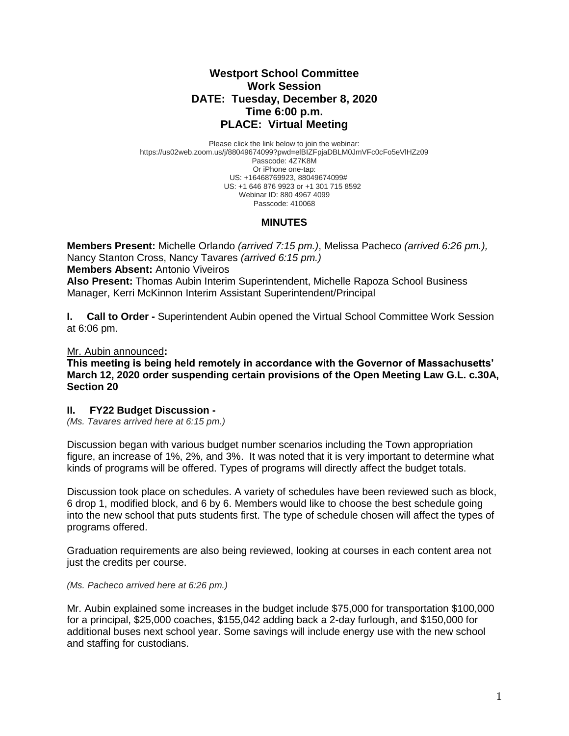# Westport School Committee
## Work Session
## DATE: Tuesday, December 8, 2020
## Time 6:00 p.m.
## PLACE: Virtual Meeting

Please click the link below to join the webinar:
https://us02web.zoom.us/j/88049674099?pwd=elBIZFpjaDBLM0JmVFc0cFo5eVlHZz09
Passcode: 4Z7K8M
Or iPhone one-tap:
US: +16468769923, 88049674099#
US: +1 646 876 9923 or +1 301 715 8592
Webinar ID: 880 4967 4099
Passcode: 410068

### MINUTES

**Members Present:** Michelle Orlando *(arrived 7:15 pm.)*, Melissa Pacheco *(arrived 6:26 pm.),* Nancy Stanton Cross, Nancy Tavares *(arrived 6:15 pm.)*
**Members Absent:** Antonio Viveiros
**Also Present:** Thomas Aubin Interim Superintendent, Michelle Rapoza School Business Manager, Kerri McKinnon Interim Assistant Superintendent/Principal

**I. Call to Order -** Superintendent Aubin opened the Virtual School Committee Work Session at 6:06 pm.

Mr. Aubin announced**:**
**This meeting is being held remotely in accordance with the Governor of Massachusetts' March 12, 2020 order suspending certain provisions of the Open Meeting Law G.L. c.30A, Section 20**

**II. FY22 Budget Discussion -**
*(Ms. Tavares arrived here at 6:15 pm.)*

Discussion began with various budget number scenarios including the Town appropriation figure, an increase of 1%, 2%, and 3%. It was noted that it is very important to determine what kinds of programs will be offered. Types of programs will directly affect the budget totals.

Discussion took place on schedules. A variety of schedules have been reviewed such as block, 6 drop 1, modified block, and 6 by 6. Members would like to choose the best schedule going into the new school that puts students first. The type of schedule chosen will affect the types of programs offered.

Graduation requirements are also being reviewed, looking at courses in each content area not just the credits per course.

*(Ms. Pacheco arrived here at 6:26 pm.)*

Mr. Aubin explained some increases in the budget include $75,000 for transportation $100,000 for a principal, $25,000 coaches, $155,042 adding back a 2-day furlough, and $150,000 for additional buses next school year. Some savings will include energy use with the new school and staffing for custodians.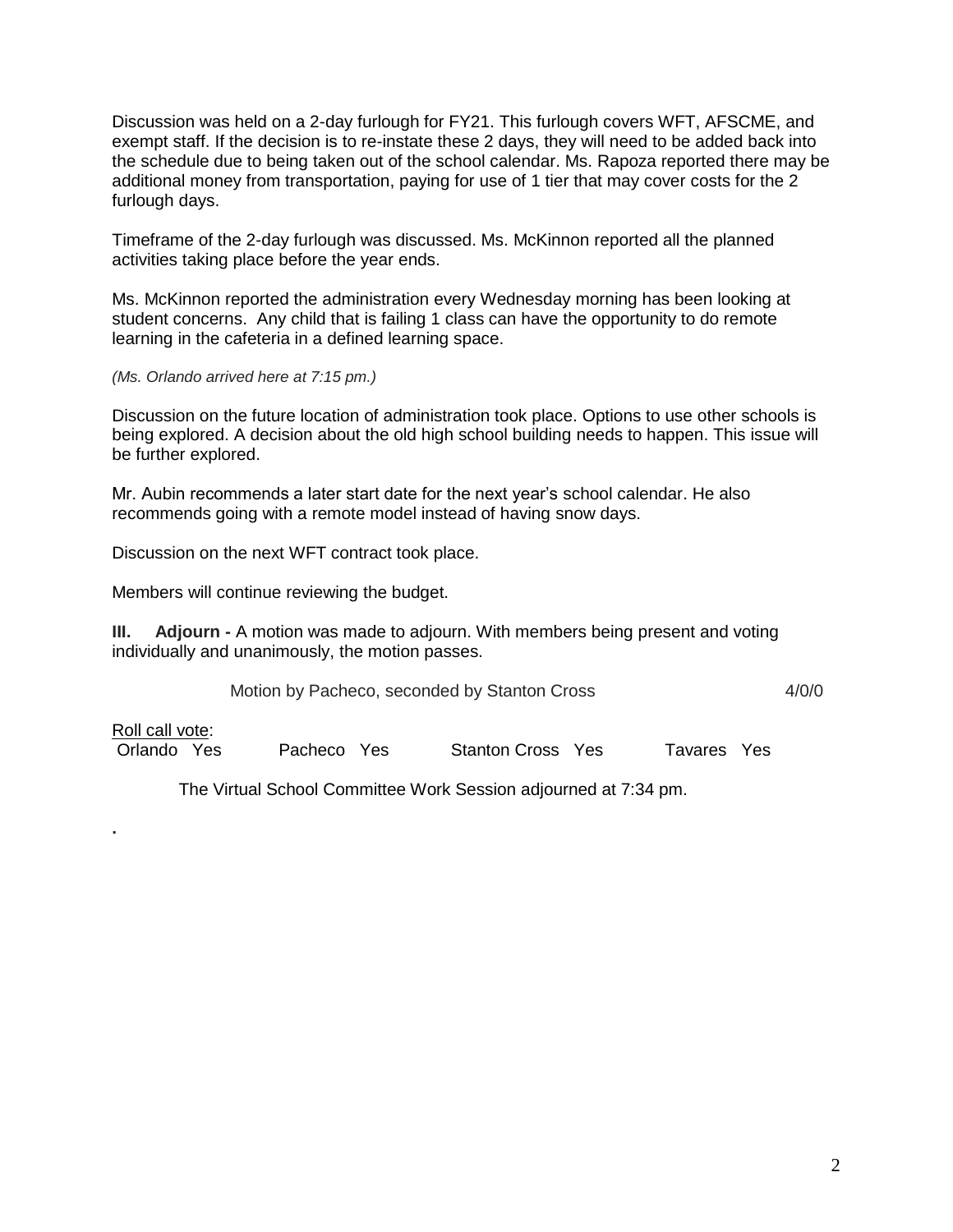Discussion was held on a 2-day furlough for FY21. This furlough covers WFT, AFSCME, and exempt staff. If the decision is to re-instate these 2 days, they will need to be added back into the schedule due to being taken out of the school calendar. Ms. Rapoza reported there may be additional money from transportation, paying for use of 1 tier that may cover costs for the 2 furlough days.

Timeframe of the 2-day furlough was discussed. Ms. McKinnon reported all the planned activities taking place before the year ends.

Ms. McKinnon reported the administration every Wednesday morning has been looking at student concerns. Any child that is failing 1 class can have the opportunity to do remote learning in the cafeteria in a defined learning space.

*(Ms. Orlando arrived here at 7:15 pm.)*

Discussion on the future location of administration took place. Options to use other schools is being explored. A decision about the old high school building needs to happen. This issue will be further explored.

Mr. Aubin recommends a later start date for the next year's school calendar. He also recommends going with a remote model instead of having snow days.

Discussion on the next WFT contract took place.

Members will continue reviewing the budget.

**III. Adjourn -** A motion was made to adjourn. With members being present and voting individually and unanimously, the motion passes.

Motion by Pacheco, seconded by Stanton Cross 4/0/0

Roll call vote:

Orlando Yes Pacheco Yes Stanton Cross Yes Tavares Yes

The Virtual School Committee Work Session adjourned at 7:34 pm.

.